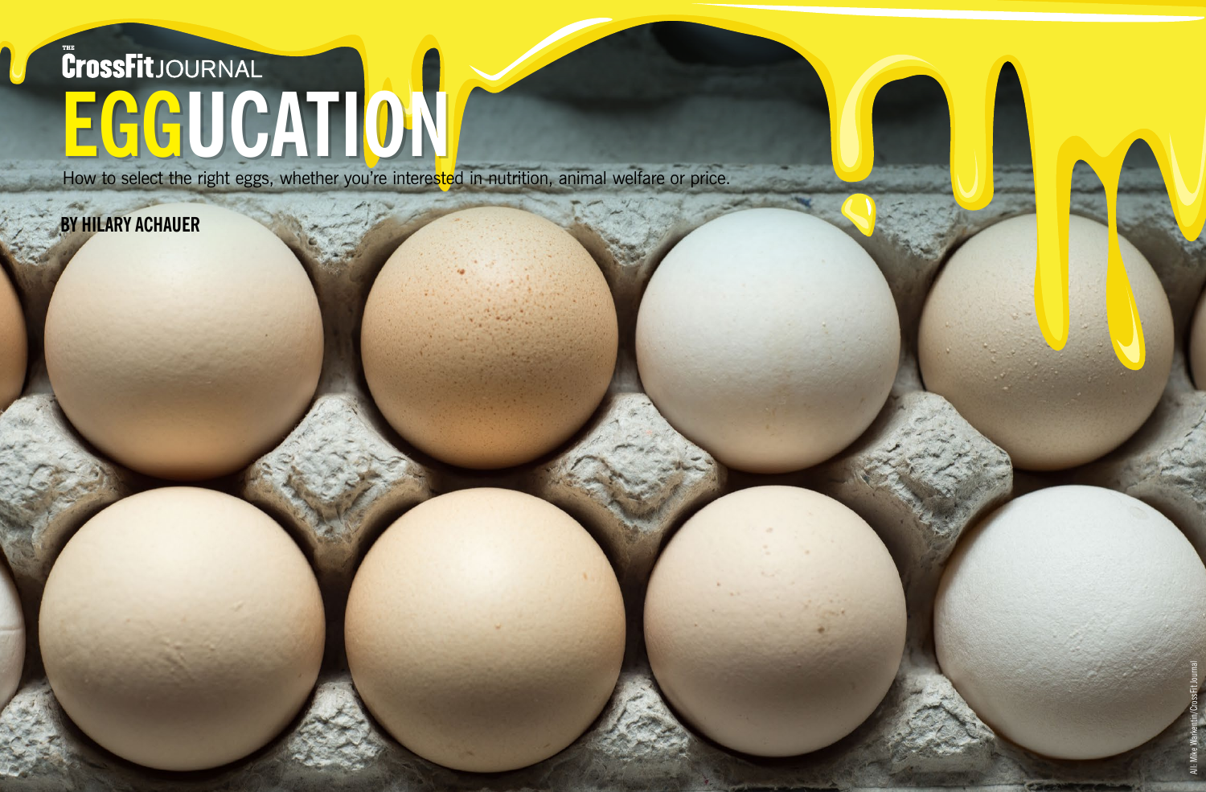THE CrossFit JOURNAL

# EGGUCATION

How to select the right eggs, whether you're interested in nutrition, animal welfare or price.

**BY HILARY ACHAUER**

All: Mike Warkentin/CrossFit Journal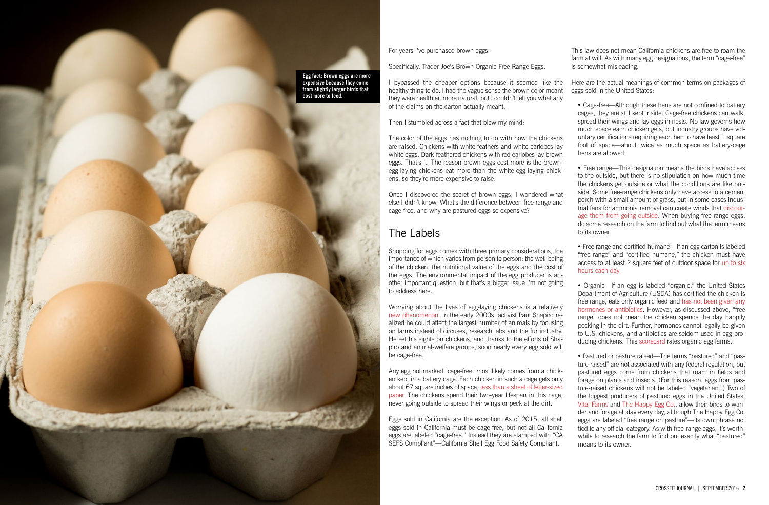**Egg fact: Brown eggs are more expensive because they come from slightly larger birds that cost more to feed.**

For years I've purchased brown eggs.

Specifically, Trader Joe's Brown Organic Free Range Eggs.

I bypassed the cheaper options because it seemed like the healthy thing to do. I had the vague sense the brown color meant they were healthier, more natural, but I couldn't tell you what any of the claims on the carton actually meant.

Then I stumbled across a fact that blew my mind:

The color of the eggs has nothing to do with how the chickens are raised. Chickens with white feathers and white earlobes lay white eggs. Dark-feathered chickens with red earlobes lay brown eggs. That's it. The reason brown eggs cost more is the brown-egg-laying chickens eat more than the white-egg-laying chickens, so they're more expensive to raise.

Once I discovered the secret of brown eggs, I wondered what else I didn't know. What's the difference between free range and cage-free, and why are pastured eggs so expensive?

## The Labels

Shopping for eggs comes with three primary considerations, the importance of which varies from person to person: the well-being of the chicken, the nutritional value of the eggs and the cost of the eggs. The environmental impact of the egg producer is another important question, but that's a bigger issue I'm not going to address here.

Worrying about the lives of egg-laying chickens is a relatively new phenomenon. In the early 2000s, activist Paul Shapiro realized he could affect the largest number of animals by focusing on farms instead of circuses, research labs and the fur industry. He set his sights on chickens, and thanks to the efforts of Shapiro and animal-welfare groups, soon nearly every egg sold will be cage-free.

Any egg not marked "cage-free" most likely comes from a chicken kept in a battery cage. Each chicken in such a cage gets only about 67 square inches of space, less than a sheet of letter-sized paper. The chickens spend their two-year lifespan in this cage, never going outside to spread their wings or peck at the dirt.

Eggs sold in California are the exception. As of 2015, all shell eggs sold in California must be cage-free, but not all California eggs are labeled "cage-free." Instead they are stamped with "CA SEFS Compliant"—California Shell Egg Food Safety Compliant.

This law does not mean California chickens are free to roam the farm at will. As with many egg designations, the term "cage-free" is somewhat misleading.

Here are the actual meanings of common terms on packages of eggs sold in the United States:

- Cage-free—Although these hens are not confined to battery cages, they are still kept inside. Cage-free chickens can walk, spread their wings and lay eggs in nests. No law governs how much space each chicken gets, but industry groups have voluntary certifications requiring each hen to have least 1 square foot of space—about twice as much space as battery-cage hens are allowed.

- Free range—This designation means the birds have access to the outside, but there is no stipulation on how much time the chickens get outside or what the conditions are like outside. Some free-range chickens only have access to a cement porch with a small amount of grass, but in some cases industrial fans for ammonia removal can create winds that discourage them from going outside. When buying free-range eggs, do some research on the farm to find out what the term means to its owner.

- Free range and certified humane—If an egg carton is labeled "free range" and "certified humane," the chicken must have access to at least 2 square feet of outdoor space for up to six hours each day.

- Organic—If an egg is labeled "organic," the United States Department of Agriculture (USDA) has certified the chicken is free range, eats only organic feed and has not been given any hormones or antibiotics. However, as discussed above, "free range" does not mean the chicken spends the day happily pecking in the dirt. Further, hormones cannot legally be given to U.S. chickens, and antibiotics are seldom used in egg-producing chickens. This scorecard rates organic egg farms.

- Pastured or pasture raised—The terms "pastured" and "pasture raised" are not associated with any federal regulation, but pastured eggs come from chickens that roam in fields and forage on plants and insects. (For this reason, eggs from pasture-raised chickens will not be labeled "vegetarian.") Two of the biggest producers of pastured eggs in the United States, Vital Farms and The Happy Egg Co., allow their birds to wander and forage all day every day, although The Happy Egg Co. eggs are labeled "free range on pasture"—its own phrase not tied to any official category. As with free-range eggs, it's worthwhile to research the farm to find out exactly what "pastured" means to its owner.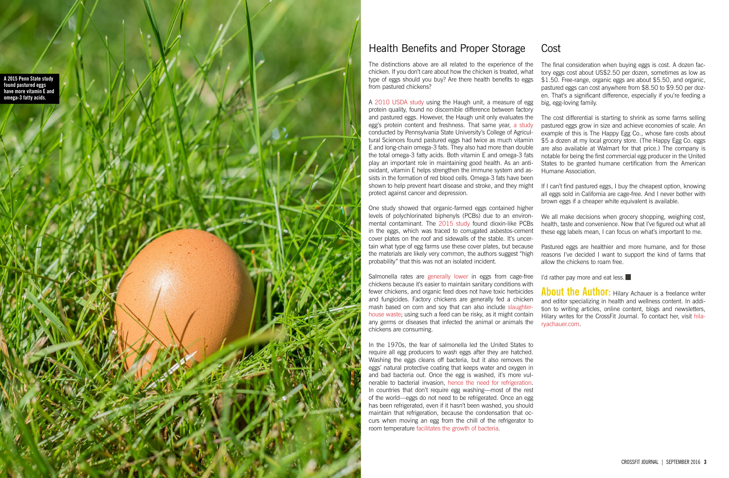A 2015 Penn State study found pastured eggs have more vitamin E and omega-3 fatty acids.

## Health Benefits and Proper Storage

The distinctions above are all related to the experience of the chicken. If you don't care about how the chicken is treated, what type of eggs should you buy? Are there health benefits to eggs from pastured chickens?

A 2010 USDA study using the Haugh unit, a measure of egg protein quality, found no discernible difference between factory and pastured eggs. However, the Haugh unit only evaluates the egg's protein content and freshness. That same year, a study conducted by Pennsylvania State University's College of Agricultural Sciences found pastured eggs had twice as much vitamin E and long-chain omega-3 fats. They also had more than double the total omega-3 fatty acids. Both vitamin E and omega-3 fats play an important role in maintaining good health. As an antioxidant, vitamin E helps strengthen the immune system and assists in the formation of red blood cells. Omega-3 fats have been shown to help prevent heart disease and stroke, and they might protect against cancer and depression.

One study showed that organic-farmed eggs contained higher levels of polychlorinated biphenyls (PCBs) due to an environmental contaminant. The 2015 study found dioxin-like PCBs in the eggs, which was traced to corrugated asbestos-cement cover plates on the roof and sidewalls of the stable. It's uncertain what type of egg farms use these cover plates, but because the materials are likely very common, the authors suggest "high probability" that this was not an isolated incident.

Salmonella rates are generally lower in eggs from cage-free chickens because it's easier to maintain sanitary conditions with fewer chickens, and organic feed does not have toxic herbicides and fungicides. Factory chickens are generally fed a chicken mash based on corn and soy that can also include slaughterhouse waste; using such a feed can be risky, as it might contain any germs or diseases that infected the animal or animals the chickens are consuming.

In the 1970s, the fear of salmonella led the United States to require all egg producers to wash eggs after they are hatched. Washing the eggs cleans off bacteria, but it also removes the eggs' natural protective coating that keeps water and oxygen in and bad bacteria out. Once the egg is washed, it's more vulnerable to bacterial invasion, hence the need for refrigeration. In countries that don't require egg washing—most of the rest of the world—eggs do not need to be refrigerated. Once an egg has been refrigerated, even if it hasn't been washed, you should maintain that refrigeration, because the condensation that occurs when moving an egg from the chill of the refrigerator to room temperature facilitates the growth of bacteria.

## Cost

The final consideration when buying eggs is cost. A dozen factory eggs cost about US$2.50 per dozen, sometimes as low as $1.50. Free-range, organic eggs are about $5.50, and organic, pastured eggs can cost anywhere from $8.50 to $9.50 per dozen. That's a significant difference, especially if you're feeding a big, egg-loving family.

The cost differential is starting to shrink as some farms selling pastured eggs grow in size and achieve economies of scale. An example of this is The Happy Egg Co., whose fare costs about $5 a dozen at my local grocery store. (The Happy Egg Co. eggs are also available at Walmart for that price.) The company is notable for being the first commercial egg producer in the United States to be granted humane certification from the American Humane Association.

If I can't find pastured eggs, I buy the cheapest option, knowing all eggs sold in California are cage-free. And I never bother with brown eggs if a cheaper white equivalent is available.

We all make decisions when grocery shopping, weighing cost, health, taste and convenience. Now that I've figured out what all these egg labels mean, I can focus on what's important to me.

Pastured eggs are healthier and more humane, and for those reasons I've decided I want to support the kind of farms that allow the chickens to roam free.

I'd rather pay more and eat less. ■

**About the Author:** Hilary Achauer is a freelance writer and editor specializing in health and wellness content. In addition to writing articles, online content, blogs and newsletters, Hilary writes for the CrossFit Journal. To contact her, visit hilaryachauer.com.